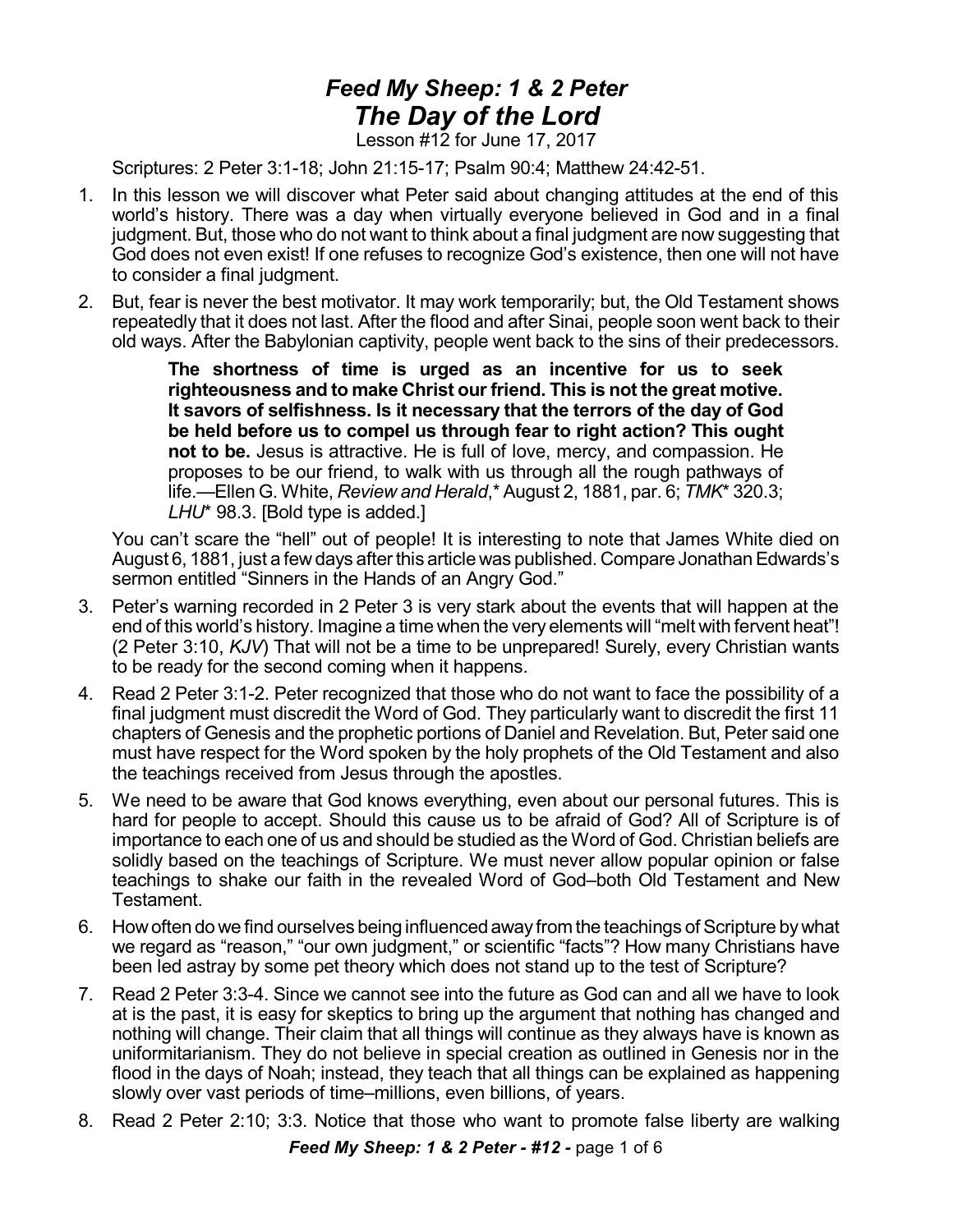# *Feed My Sheep: 1 & 2 Peter*
# *The Day of the Lord*

Lesson #12 for June 17, 2017

Scriptures: 2 Peter 3:1-18; John 21:15-17; Psalm 90:4; Matthew 24:42-51.

1. In this lesson we will discover what Peter said about changing attitudes at the end of this world's history. There was a day when virtually everyone believed in God and in a final judgment. But, those who do not want to think about a final judgment are now suggesting that God does not even exist! If one refuses to recognize God's existence, then one will not have to consider a final judgment.
2. But, fear is never the best motivator. It may work temporarily; but, the Old Testament shows repeatedly that it does not last. After the flood and after Sinai, people soon went back to their old ways. After the Babylonian captivity, people went back to the sins of their predecessors.

   > **The shortness of time is urged as an incentive for us to seek righteousness and to make Christ our friend. This is not the great motive. It savors of selfishness. Is it necessary that the terrors of the day of God be held before us to compel us through fear to right action? This ought not to be.** Jesus is attractive. He is full of love, mercy, and compassion. He proposes to be our friend, to walk with us through all the rough pathways of life.—Ellen G. White, *Review and Herald*,* August 2, 1881, par. 6; *TMK** 320.3; *LHU** 98.3. [Bold type is added.]

   You can't scare the "hell" out of people! It is interesting to note that James White died on August 6, 1881, just a few days after this article was published. Compare Jonathan Edwards's sermon entitled "Sinners in the Hands of an Angry God."
3. Peter's warning recorded in 2 Peter 3 is very stark about the events that will happen at the end of this world's history. Imagine a time when the very elements will "melt with fervent heat"! (2 Peter 3:10, *KJV*) That will not be a time to be unprepared! Surely, every Christian wants to be ready for the second coming when it happens.
4. Read 2 Peter 3:1-2. Peter recognized that those who do not want to face the possibility of a final judgment must discredit the Word of God. They particularly want to discredit the first 11 chapters of Genesis and the prophetic portions of Daniel and Revelation. But, Peter said one must have respect for the Word spoken by the holy prophets of the Old Testament and also the teachings received from Jesus through the apostles.
5. We need to be aware that God knows everything, even about our personal futures. This is hard for people to accept. Should this cause us to be afraid of God? All of Scripture is of importance to each one of us and should be studied as the Word of God. Christian beliefs are solidly based on the teachings of Scripture. We must never allow popular opinion or false teachings to shake our faith in the revealed Word of God–both Old Testament and New Testament.
6. How often do we find ourselves being influenced away from the teachings of Scripture by what we regard as "reason," "our own judgment," or scientific "facts"? How many Christians have been led astray by some pet theory which does not stand up to the test of Scripture?
7. Read 2 Peter 3:3-4. Since we cannot see into the future as God can and all we have to look at is the past, it is easy for skeptics to bring up the argument that nothing has changed and nothing will change. Their claim that all things will continue as they always have is known as uniformitarianism. They do not believe in special creation as outlined in Genesis nor in the flood in the days of Noah; instead, they teach that all things can be explained as happening slowly over vast periods of time–millions, even billions, of years.
8. Read 2 Peter 2:10; 3:3. Notice that those who want to promote false liberty are walking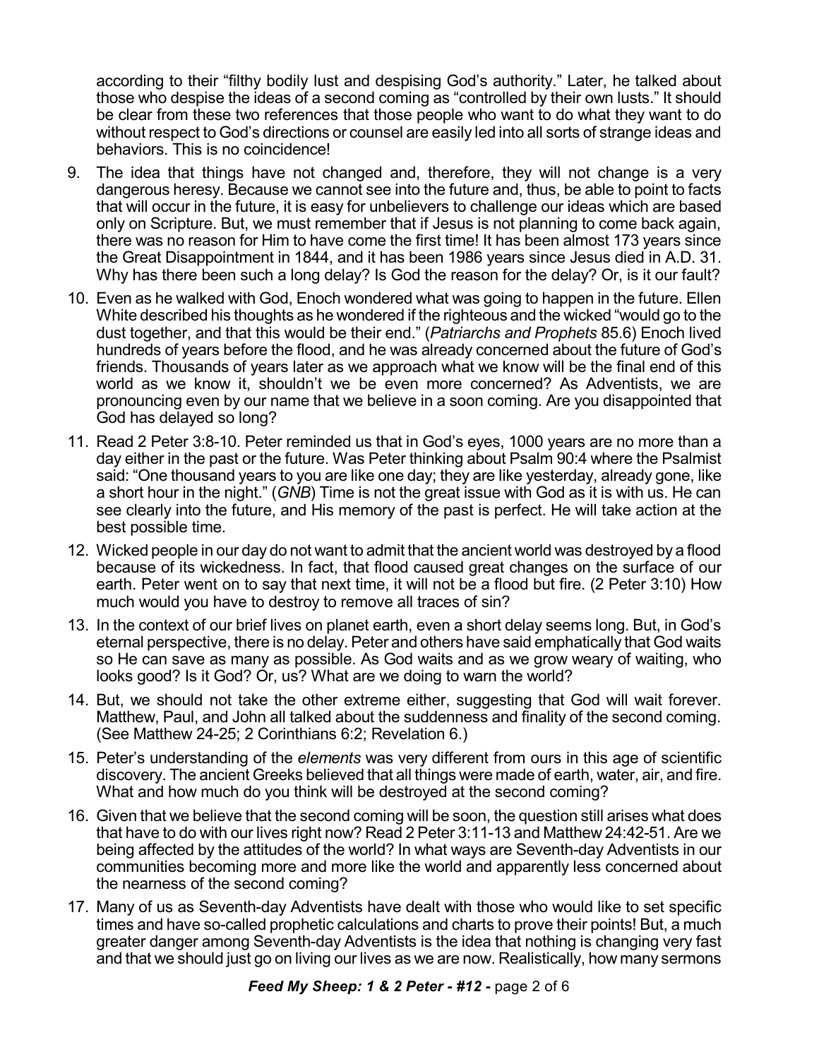according to their "filthy bodily lust and despising God's authority." Later, he talked about those who despise the ideas of a second coming as "controlled by their own lusts." It should be clear from these two references that those people who want to do what they want to do without respect to God's directions or counsel are easily led into all sorts of strange ideas and behaviors. This is no coincidence!

9. The idea that things have not changed and, therefore, they will not change is a very dangerous heresy. Because we cannot see into the future and, thus, be able to point to facts that will occur in the future, it is easy for unbelievers to challenge our ideas which are based only on Scripture. But, we must remember that if Jesus is not planning to come back again, there was no reason for Him to have come the first time! It has been almost 173 years since the Great Disappointment in 1844, and it has been 1986 years since Jesus died in A.D. 31. Why has there been such a long delay? Is God the reason for the delay? Or, is it our fault?
10. Even as he walked with God, Enoch wondered what was going to happen in the future. Ellen White described his thoughts as he wondered if the righteous and the wicked "would go to the dust together, and that this would be their end." (*Patriarchs and Prophets* 85.6) Enoch lived hundreds of years before the flood, and he was already concerned about the future of God's friends. Thousands of years later as we approach what we know will be the final end of this world as we know it, shouldn't we be even more concerned? As Adventists, we are pronouncing even by our name that we believe in a soon coming. Are you disappointed that God has delayed so long?
11. Read 2 Peter 3:8-10. Peter reminded us that in God's eyes, 1000 years are no more than a day either in the past or the future. Was Peter thinking about Psalm 90:4 where the Psalmist said: "One thousand years to you are like one day; they are like yesterday, already gone, like a short hour in the night." (*GNB*) Time is not the great issue with God as it is with us. He can see clearly into the future, and His memory of the past is perfect. He will take action at the best possible time.
12. Wicked people in our day do not want to admit that the ancient world was destroyed by a flood because of its wickedness. In fact, that flood caused great changes on the surface of our earth. Peter went on to say that next time, it will not be a flood but fire. (2 Peter 3:10) How much would you have to destroy to remove all traces of sin?
13. In the context of our brief lives on planet earth, even a short delay seems long. But, in God's eternal perspective, there is no delay. Peter and others have said emphatically that God waits so He can save as many as possible. As God waits and as we grow weary of waiting, who looks good? Is it God? Or, us? What are we doing to warn the world?
14. But, we should not take the other extreme either, suggesting that God will wait forever. Matthew, Paul, and John all talked about the suddenness and finality of the second coming. (See Matthew 24-25; 2 Corinthians 6:2; Revelation 6.)
15. Peter's understanding of the *elements* was very different from ours in this age of scientific discovery. The ancient Greeks believed that all things were made of earth, water, air, and fire. What and how much do you think will be destroyed at the second coming?
16. Given that we believe that the second coming will be soon, the question still arises what does that have to do with our lives right now? Read 2 Peter 3:11-13 and Matthew 24:42-51. Are we being affected by the attitudes of the world? In what ways are Seventh-day Adventists in our communities becoming more and more like the world and apparently less concerned about the nearness of the second coming?
17. Many of us as Seventh-day Adventists have dealt with those who would like to set specific times and have so-called prophetic calculations and charts to prove their points! But, a much greater danger among Seventh-day Adventists is the idea that nothing is changing very fast and that we should just go on living our lives as we are now. Realistically, how many sermons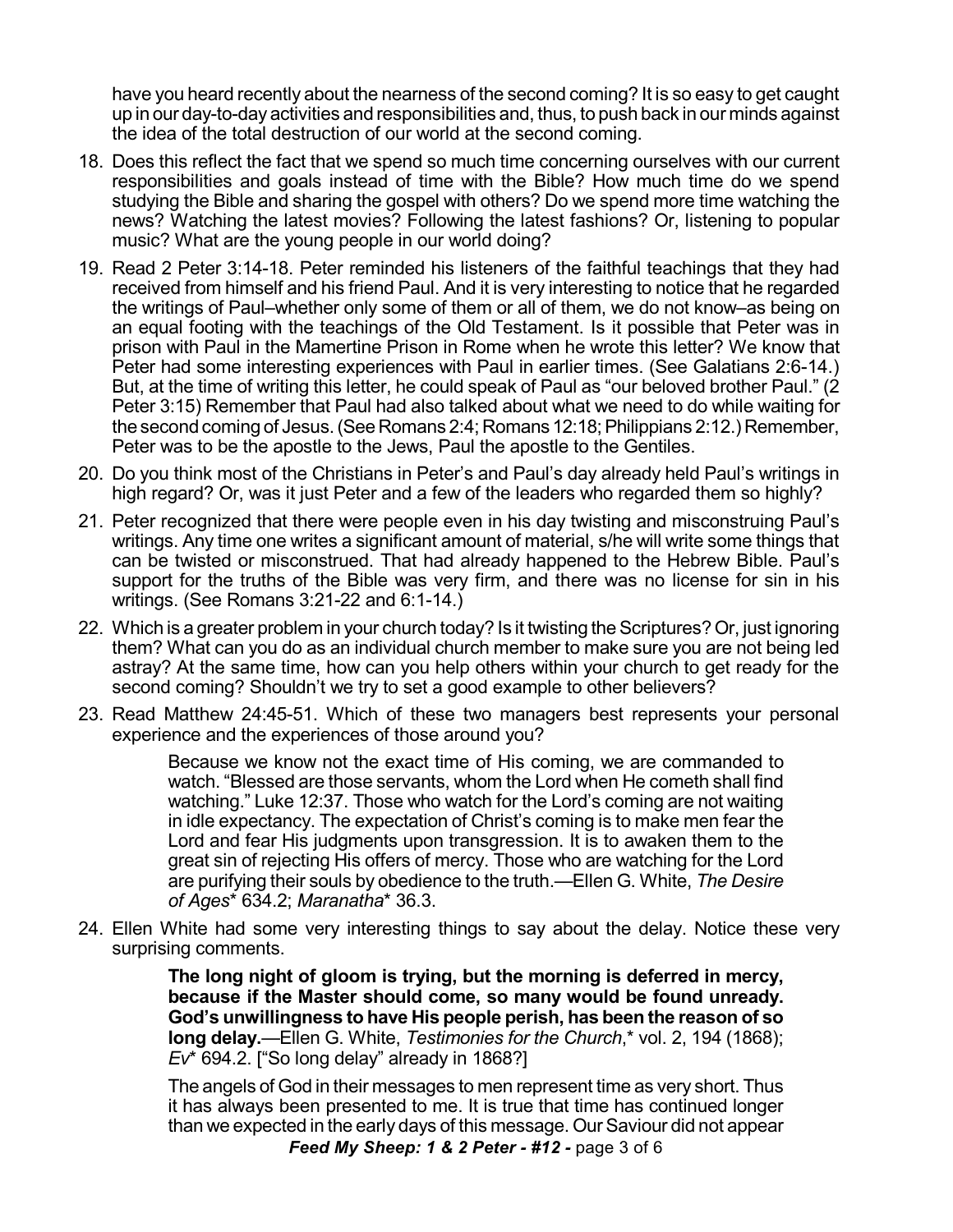have you heard recently about the nearness of the second coming? It is so easy to get caught up in our day-to-day activities and responsibilities and, thus, to push back in our minds against the idea of the total destruction of our world at the second coming.

18. Does this reflect the fact that we spend so much time concerning ourselves with our current responsibilities and goals instead of time with the Bible? How much time do we spend studying the Bible and sharing the gospel with others? Do we spend more time watching the news? Watching the latest movies? Following the latest fashions? Or, listening to popular music? What are the young people in our world doing?

19. Read 2 Peter 3:14-18. Peter reminded his listeners of the faithful teachings that they had received from himself and his friend Paul. And it is very interesting to notice that he regarded the writings of Paul–whether only some of them or all of them, we do not know–as being on an equal footing with the teachings of the Old Testament. Is it possible that Peter was in prison with Paul in the Mamertine Prison in Rome when he wrote this letter? We know that Peter had some interesting experiences with Paul in earlier times. (See Galatians 2:6-14.) But, at the time of writing this letter, he could speak of Paul as "our beloved brother Paul." (2 Peter 3:15) Remember that Paul had also talked about what we need to do while waiting for the second coming of Jesus. (See Romans 2:4; Romans 12:18; Philippians 2:12.) Remember, Peter was to be the apostle to the Jews, Paul the apostle to the Gentiles.

20. Do you think most of the Christians in Peter's and Paul's day already held Paul's writings in high regard? Or, was it just Peter and a few of the leaders who regarded them so highly?

21. Peter recognized that there were people even in his day twisting and misconstruing Paul's writings. Any time one writes a significant amount of material, s/he will write some things that can be twisted or misconstrued. That had already happened to the Hebrew Bible. Paul's support for the truths of the Bible was very firm, and there was no license for sin in his writings. (See Romans 3:21-22 and 6:1-14.)

22. Which is a greater problem in your church today? Is it twisting the Scriptures? Or, just ignoring them? What can you do as an individual church member to make sure you are not being led astray? At the same time, how can you help others within your church to get ready for the second coming? Shouldn't we try to set a good example to other believers?

23. Read Matthew 24:45-51. Which of these two managers best represents your personal experience and the experiences of those around you?

    > Because we know not the exact time of His coming, we are commanded to watch. "Blessed are those servants, whom the Lord when He cometh shall find watching." Luke 12:37. Those who watch for the Lord's coming are not waiting in idle expectancy. The expectation of Christ's coming is to make men fear the Lord and fear His judgments upon transgression. It is to awaken them to the great sin of rejecting His offers of mercy. Those who are watching for the Lord are purifying their souls by obedience to the truth.—Ellen G. White, *The Desire of Ages*\* 634.2; *Maranatha*\* 36.3.

24. Ellen White had some very interesting things to say about the delay. Notice these very surprising comments.

    > **The long night of gloom is trying, but the morning is deferred in mercy, because if the Master should come, so many would be found unready. God's unwillingness to have His people perish, has been the reason of so long delay.**—Ellen G. White, *Testimonies for the Church*,\* vol. 2, 194 (1868); *Ev*\* 694.2. ["So long delay" already in 1868?]

    > The angels of God in their messages to men represent time as very short. Thus it has always been presented to me. It is true that time has continued longer than we expected in the early days of this message. Our Saviour did not appear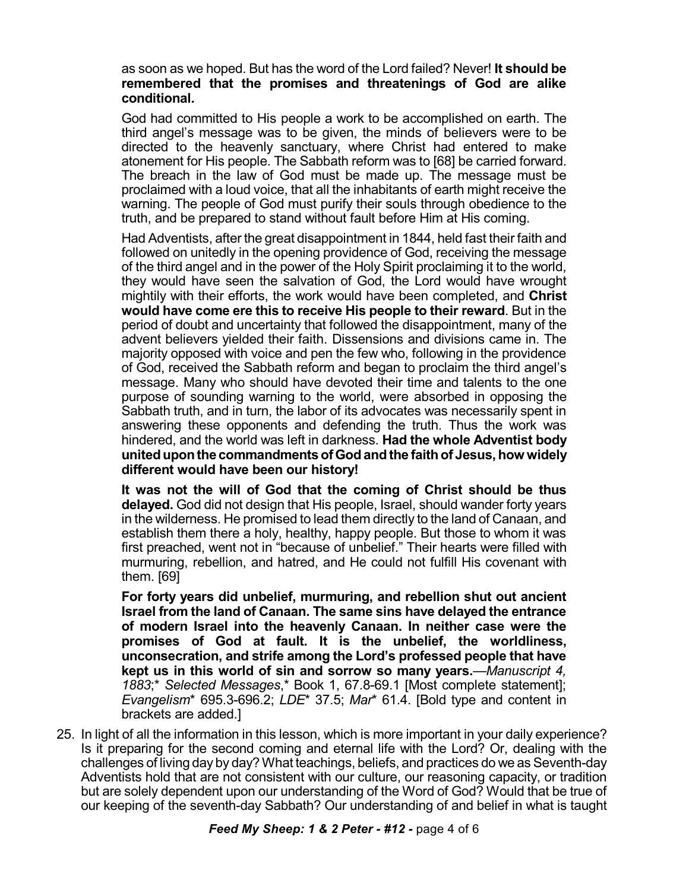as soon as we hoped. But has the word of the Lord failed? Never! **It should be remembered that the promises and threatenings of God are alike conditional.**

God had committed to His people a work to be accomplished on earth. The third angel's message was to be given, the minds of believers were to be directed to the heavenly sanctuary, where Christ had entered to make atonement for His people. The Sabbath reform was to [68] be carried forward. The breach in the law of God must be made up. The message must be proclaimed with a loud voice, that all the inhabitants of earth might receive the warning. The people of God must purify their souls through obedience to the truth, and be prepared to stand without fault before Him at His coming.

Had Adventists, after the great disappointment in 1844, held fast their faith and followed on unitedly in the opening providence of God, receiving the message of the third angel and in the power of the Holy Spirit proclaiming it to the world, they would have seen the salvation of God, the Lord would have wrought mightily with their efforts, the work would have been completed, and **Christ would have come ere this to receive His people to their reward**. But in the period of doubt and uncertainty that followed the disappointment, many of the advent believers yielded their faith. Dissensions and divisions came in. The majority opposed with voice and pen the few who, following in the providence of God, received the Sabbath reform and began to proclaim the third angel's message. Many who should have devoted their time and talents to the one purpose of sounding warning to the world, were absorbed in opposing the Sabbath truth, and in turn, the labor of its advocates was necessarily spent in answering these opponents and defending the truth. Thus the work was hindered, and the world was left in darkness. **Had the whole Adventist body united upon the commandments of God and the faith of Jesus, how widely different would have been our history!**

**It was not the will of God that the coming of Christ should be thus delayed.** God did not design that His people, Israel, should wander forty years in the wilderness. He promised to lead them directly to the land of Canaan, and establish them there a holy, healthy, happy people. But those to whom it was first preached, went not in "because of unbelief." Their hearts were filled with murmuring, rebellion, and hatred, and He could not fulfill His covenant with them. [69]

**For forty years did unbelief, murmuring, and rebellion shut out ancient Israel from the land of Canaan. The same sins have delayed the entrance of modern Israel into the heavenly Canaan. In neither case were the promises of God at fault. It is the unbelief, the worldliness, unconsecration, and strife among the Lord's professed people that have kept us in this world of sin and sorrow so many years.**—*Manuscript 4, 1883*;* *Selected Messages*,* Book 1, 67.8-69.1 [Most complete statement]; *Evangelism** 695.3-696.2; *LDE** 37.5; *Mar** 61.4. [Bold type and content in brackets are added.]

25. In light of all the information in this lesson, which is more important in your daily experience? Is it preparing for the second coming and eternal life with the Lord? Or, dealing with the challenges of living day by day? What teachings, beliefs, and practices do we as Seventh-day Adventists hold that are not consistent with our culture, our reasoning capacity, or tradition but are solely dependent upon our understanding of the Word of God? Would that be true of our keeping of the seventh-day Sabbath? Our understanding of and belief in what is taught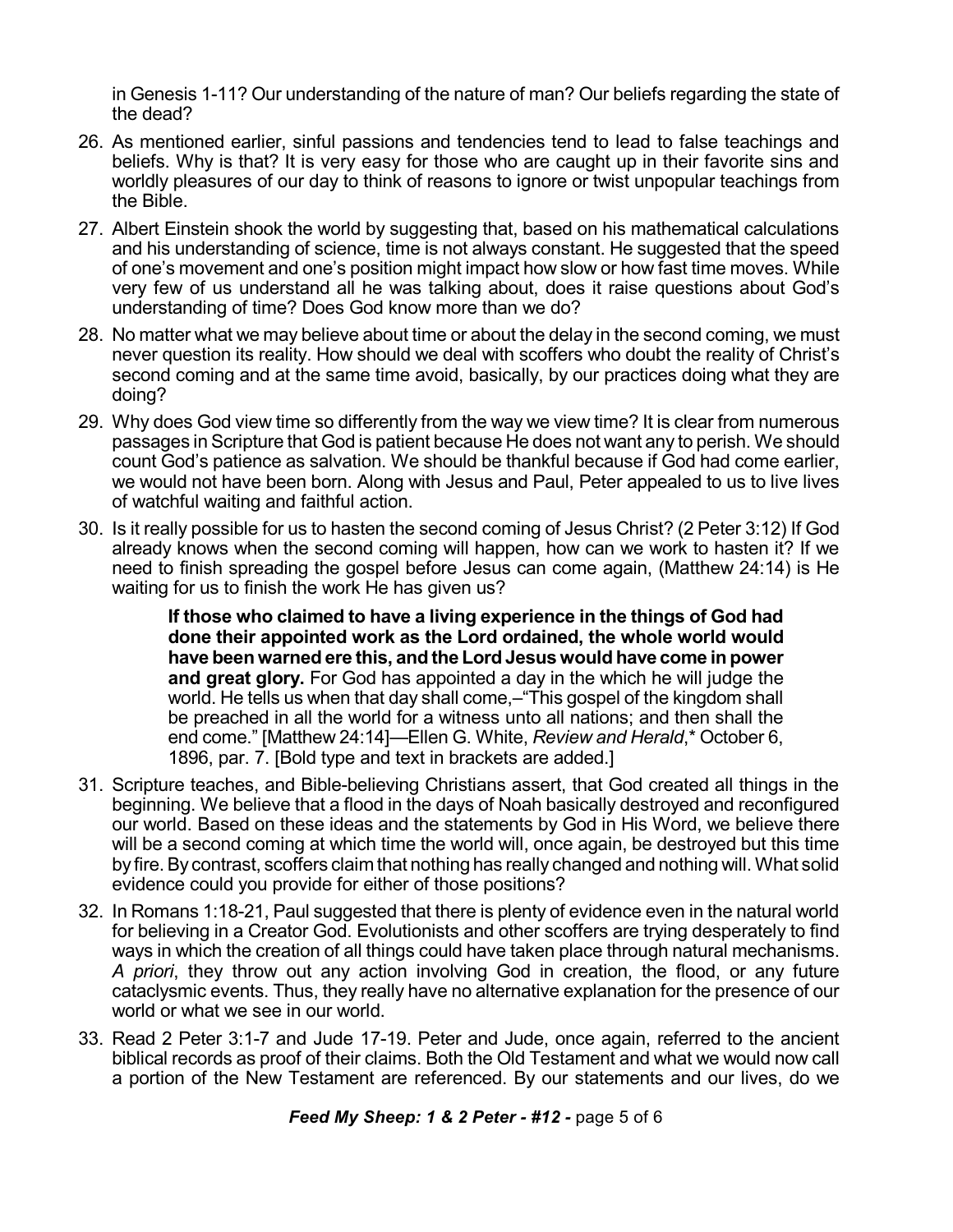in Genesis 1-11? Our understanding of the nature of man? Our beliefs regarding the state of the dead?

26. As mentioned earlier, sinful passions and tendencies tend to lead to false teachings and beliefs. Why is that? It is very easy for those who are caught up in their favorite sins and worldly pleasures of our day to think of reasons to ignore or twist unpopular teachings from the Bible.

27. Albert Einstein shook the world by suggesting that, based on his mathematical calculations and his understanding of science, time is not always constant. He suggested that the speed of one's movement and one's position might impact how slow or how fast time moves. While very few of us understand all he was talking about, does it raise questions about God's understanding of time? Does God know more than we do?

28. No matter what we may believe about time or about the delay in the second coming, we must never question its reality. How should we deal with scoffers who doubt the reality of Christ's second coming and at the same time avoid, basically, by our practices doing what they are doing?

29. Why does God view time so differently from the way we view time? It is clear from numerous passages in Scripture that God is patient because He does not want any to perish. We should count God's patience as salvation. We should be thankful because if God had come earlier, we would not have been born. Along with Jesus and Paul, Peter appealed to us to live lives of watchful waiting and faithful action.

30. Is it really possible for us to hasten the second coming of Jesus Christ? (2 Peter 3:12) If God already knows when the second coming will happen, how can we work to hasten it? If we need to finish spreading the gospel before Jesus can come again, (Matthew 24:14) is He waiting for us to finish the work He has given us?

    > **If those who claimed to have a living experience in the things of God had done their appointed work as the Lord ordained, the whole world would have been warned ere this, and the Lord Jesus would have come in power and great glory.** For God has appointed a day in the which he will judge the world. He tells us when that day shall come,–"This gospel of the kingdom shall be preached in all the world for a witness unto all nations; and then shall the end come." [Matthew 24:14]—Ellen G. White, *Review and Herald*,* October 6, 1896, par. 7. [Bold type and text in brackets are added.]

31. Scripture teaches, and Bible-believing Christians assert, that God created all things in the beginning. We believe that a flood in the days of Noah basically destroyed and reconfigured our world. Based on these ideas and the statements by God in His Word, we believe there will be a second coming at which time the world will, once again, be destroyed but this time by fire. By contrast, scoffers claim that nothing has really changed and nothing will. What solid evidence could you provide for either of those positions?

32. In Romans 1:18-21, Paul suggested that there is plenty of evidence even in the natural world for believing in a Creator God. Evolutionists and other scoffers are trying desperately to find ways in which the creation of all things could have taken place through natural mechanisms. *A priori*, they throw out any action involving God in creation, the flood, or any future cataclysmic events. Thus, they really have no alternative explanation for the presence of our world or what we see in our world.

33. Read 2 Peter 3:1-7 and Jude 17-19. Peter and Jude, once again, referred to the ancient biblical records as proof of their claims. Both the Old Testament and what we would now call a portion of the New Testament are referenced. By our statements and our lives, do we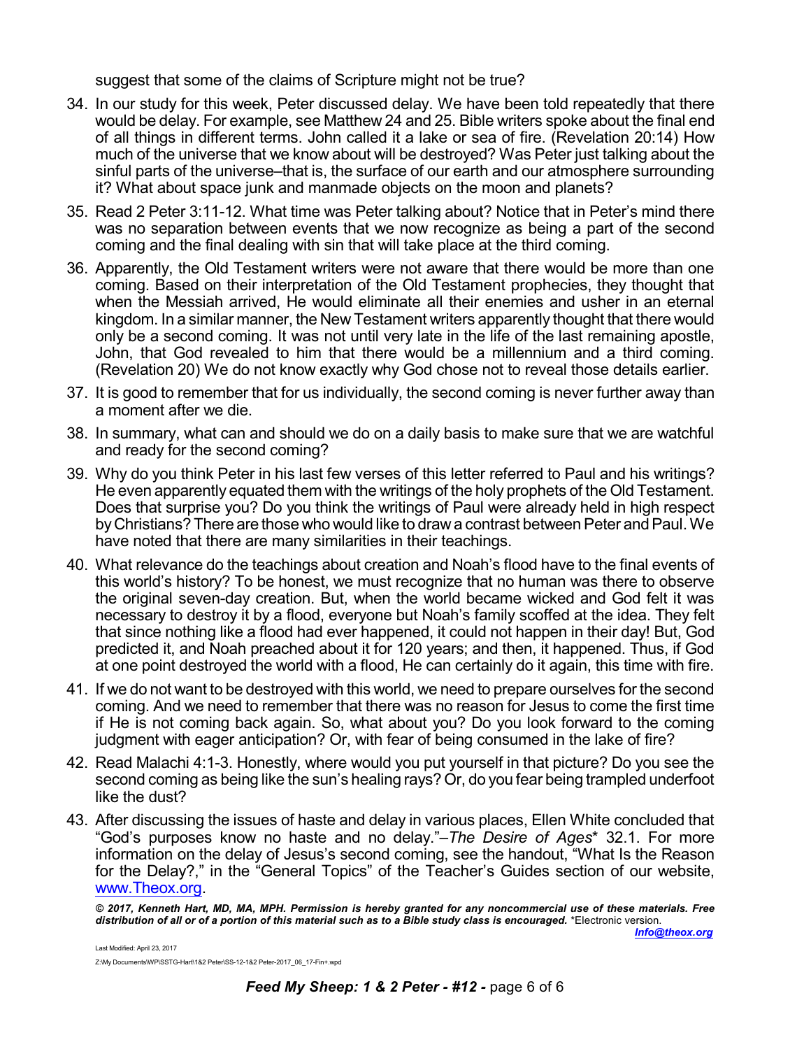suggest that some of the claims of Scripture might not be true?

34. In our study for this week, Peter discussed delay. We have been told repeatedly that there would be delay. For example, see Matthew 24 and 25. Bible writers spoke about the final end of all things in different terms. John called it a lake or sea of fire. (Revelation 20:14) How much of the universe that we know about will be destroyed? Was Peter just talking about the sinful parts of the universe–that is, the surface of our earth and our atmosphere surrounding it? What about space junk and manmade objects on the moon and planets?
35. Read 2 Peter 3:11-12. What time was Peter talking about? Notice that in Peter's mind there was no separation between events that we now recognize as being a part of the second coming and the final dealing with sin that will take place at the third coming.
36. Apparently, the Old Testament writers were not aware that there would be more than one coming. Based on their interpretation of the Old Testament prophecies, they thought that when the Messiah arrived, He would eliminate all their enemies and usher in an eternal kingdom. In a similar manner, the New Testament writers apparently thought that there would only be a second coming. It was not until very late in the life of the last remaining apostle, John, that God revealed to him that there would be a millennium and a third coming. (Revelation 20) We do not know exactly why God chose not to reveal those details earlier.
37. It is good to remember that for us individually, the second coming is never further away than a moment after we die.
38. In summary, what can and should we do on a daily basis to make sure that we are watchful and ready for the second coming?
39. Why do you think Peter in his last few verses of this letter referred to Paul and his writings? He even apparently equated them with the writings of the holy prophets of the Old Testament. Does that surprise you? Do you think the writings of Paul were already held in high respect by Christians? There are those who would like to draw a contrast between Peter and Paul. We have noted that there are many similarities in their teachings.
40. What relevance do the teachings about creation and Noah's flood have to the final events of this world's history? To be honest, we must recognize that no human was there to observe the original seven-day creation. But, when the world became wicked and God felt it was necessary to destroy it by a flood, everyone but Noah's family scoffed at the idea. They felt that since nothing like a flood had ever happened, it could not happen in their day! But, God predicted it, and Noah preached about it for 120 years; and then, it happened. Thus, if God at one point destroyed the world with a flood, He can certainly do it again, this time with fire.
41. If we do not want to be destroyed with this world, we need to prepare ourselves for the second coming. And we need to remember that there was no reason for Jesus to come the first time if He is not coming back again. So, what about you? Do you look forward to the coming judgment with eager anticipation? Or, with fear of being consumed in the lake of fire?
42. Read Malachi 4:1-3. Honestly, where would you put yourself in that picture? Do you see the second coming as being like the sun's healing rays? Or, do you fear being trampled underfoot like the dust?
43. After discussing the issues of haste and delay in various places, Ellen White concluded that "God's purposes know no haste and no delay."–*The Desire of Ages*\* 32.1. For more information on the delay of Jesus's second coming, see the handout, "What Is the Reason for the Delay?," in the "General Topics" of the Teacher's Guides section of our website, www.Theox.org.

***© 2017, Kenneth Hart, MD, MA, MPH. Permission is hereby granted for any noncommercial use of these materials. Free distribution of all or of a portion of this material such as to a Bible study class is encouraged.*** \*Electronic version.

***Info@theox.org***

Last Modified: April 23, 2017

Z:\My Documents\WP\SSTG-Hart\1&2 Peter\SS-12-1&2 Peter-2017_06_17-Fin+.wpd